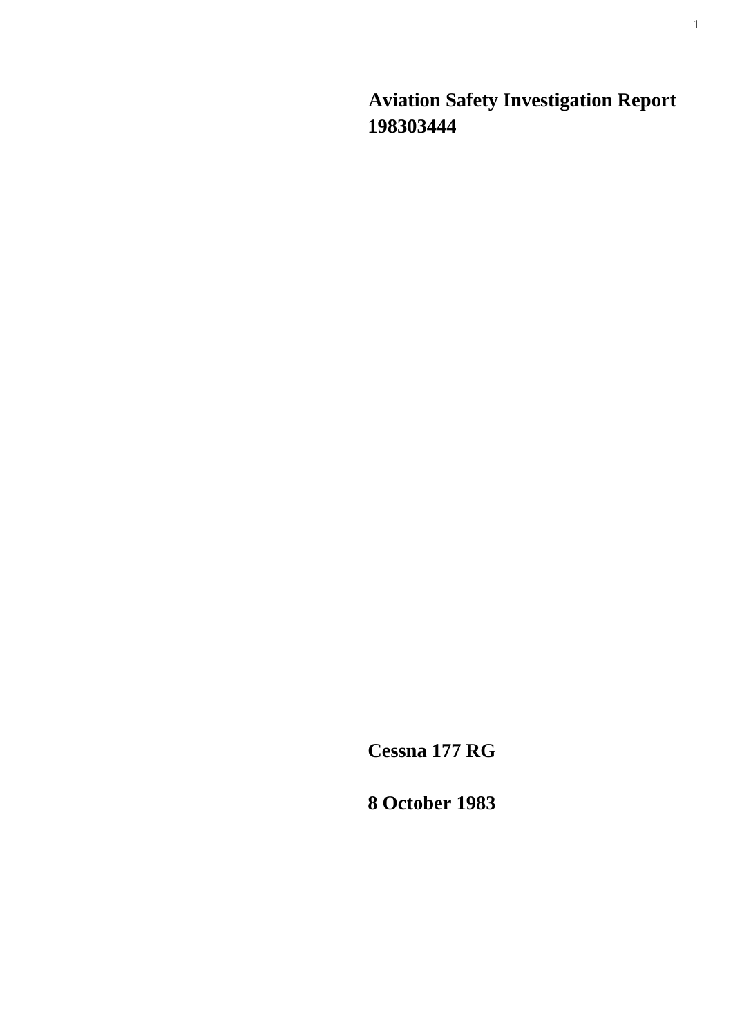# Aviation Safety Investigation Report 198303444

**Cessna 177 RG**

**8 October 1983**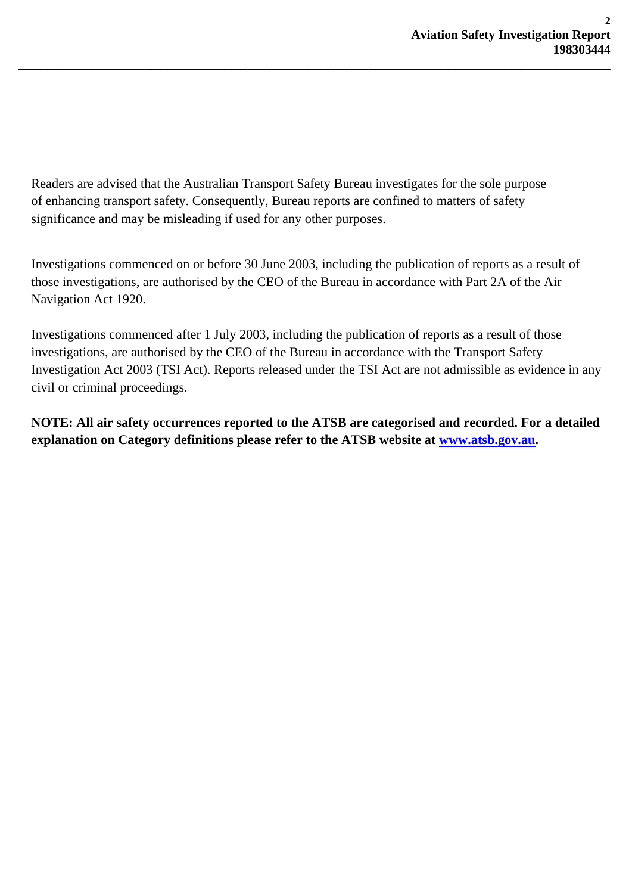Readers are advised that the Australian Transport Safety Bureau investigates for the sole purpose of enhancing transport safety. Consequently, Bureau reports are confined to matters of safety significance and may be misleading if used for any other purposes.

Investigations commenced on or before 30 June 2003, including the publication of reports as a result of those investigations, are authorised by the CEO of the Bureau in accordance with Part 2A of the Air Navigation Act 1920.

Investigations commenced after 1 July 2003, including the publication of reports as a result of those investigations, are authorised by the CEO of the Bureau in accordance with the Transport Safety Investigation Act 2003 (TSI Act). Reports released under the TSI Act are not admissible as evidence in any civil or criminal proceedings.

**NOTE: All air safety occurrences reported to the ATSB are categorised and recorded. For a detailed explanation on Category definitions please refer to the ATSB website at [www.atsb.gov.au](http://www.atsb.gov.au).**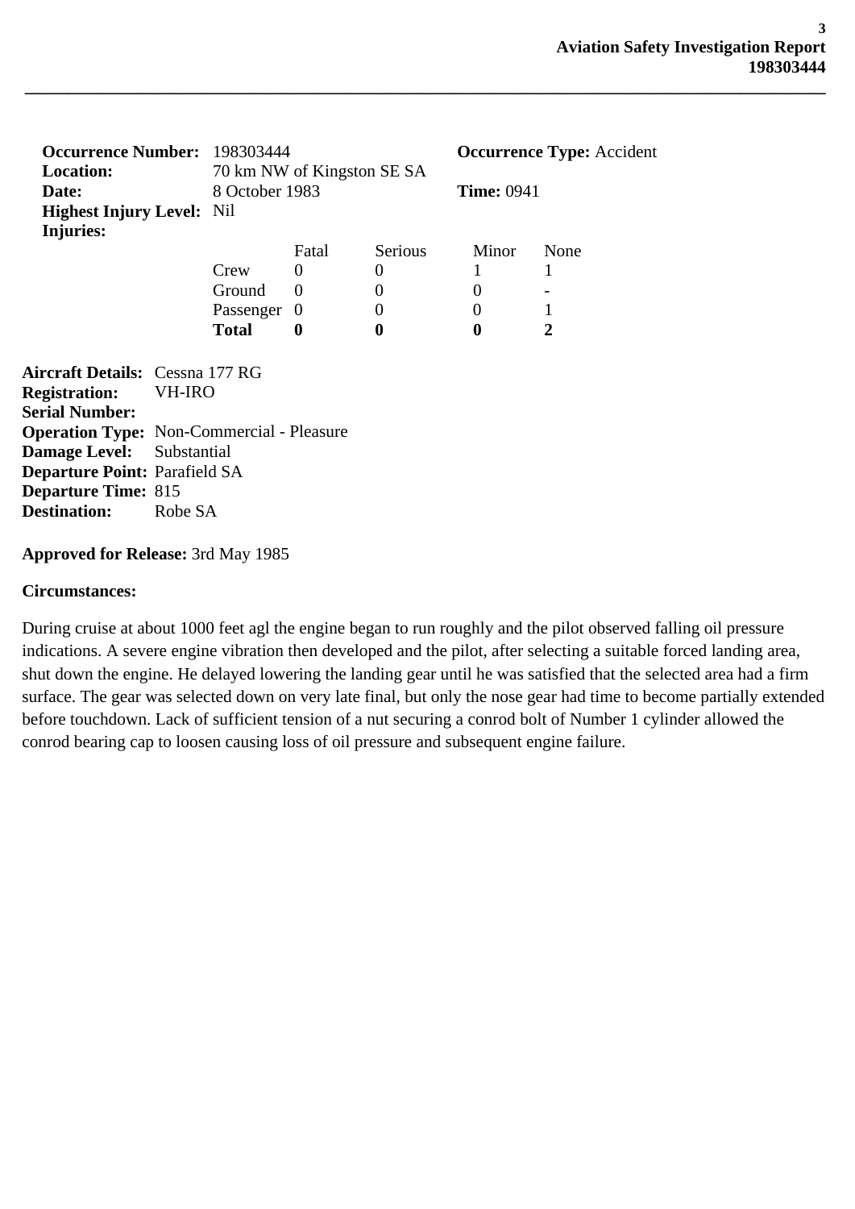**Occurrence Number:** 198303444 **Occurrence Type:** Accident
**Location:** 70 km NW of Kingston SE SA
**Date:** 8 October 1983 **Time:** 0941
**Highest Injury Level:** Nil
**Injuries:**

| | Fatal | Serious | Minor | None |
|---|---|---|---|---|
| Crew | 0 | 0 | 1 | 1 |
| Ground | 0 | 0 | 0 | - |
| Passenger | 0 | 0 | 0 | 1 |
| **Total** | **0** | **0** | **0** | **2** |

**Aircraft Details:** Cessna 177 RG
**Registration:** VH-IRO
**Serial Number:**
**Operation Type:** Non-Commercial - Pleasure
**Damage Level:** Substantial
**Departure Point:** Parafield SA
**Departure Time:** 815
**Destination:** Robe SA

**Approved for Release:** 3rd May 1985

**Circumstances:**

During cruise at about 1000 feet agl the engine began to run roughly and the pilot observed falling oil pressure indications. A severe engine vibration then developed and the pilot, after selecting a suitable forced landing area, shut down the engine. He delayed lowering the landing gear until he was satisfied that the selected area had a firm surface. The gear was selected down on very late final, but only the nose gear had time to become partially extended before touchdown. Lack of sufficient tension of a nut securing a conrod bolt of Number 1 cylinder allowed the conrod bearing cap to loosen causing loss of oil pressure and subsequent engine failure.